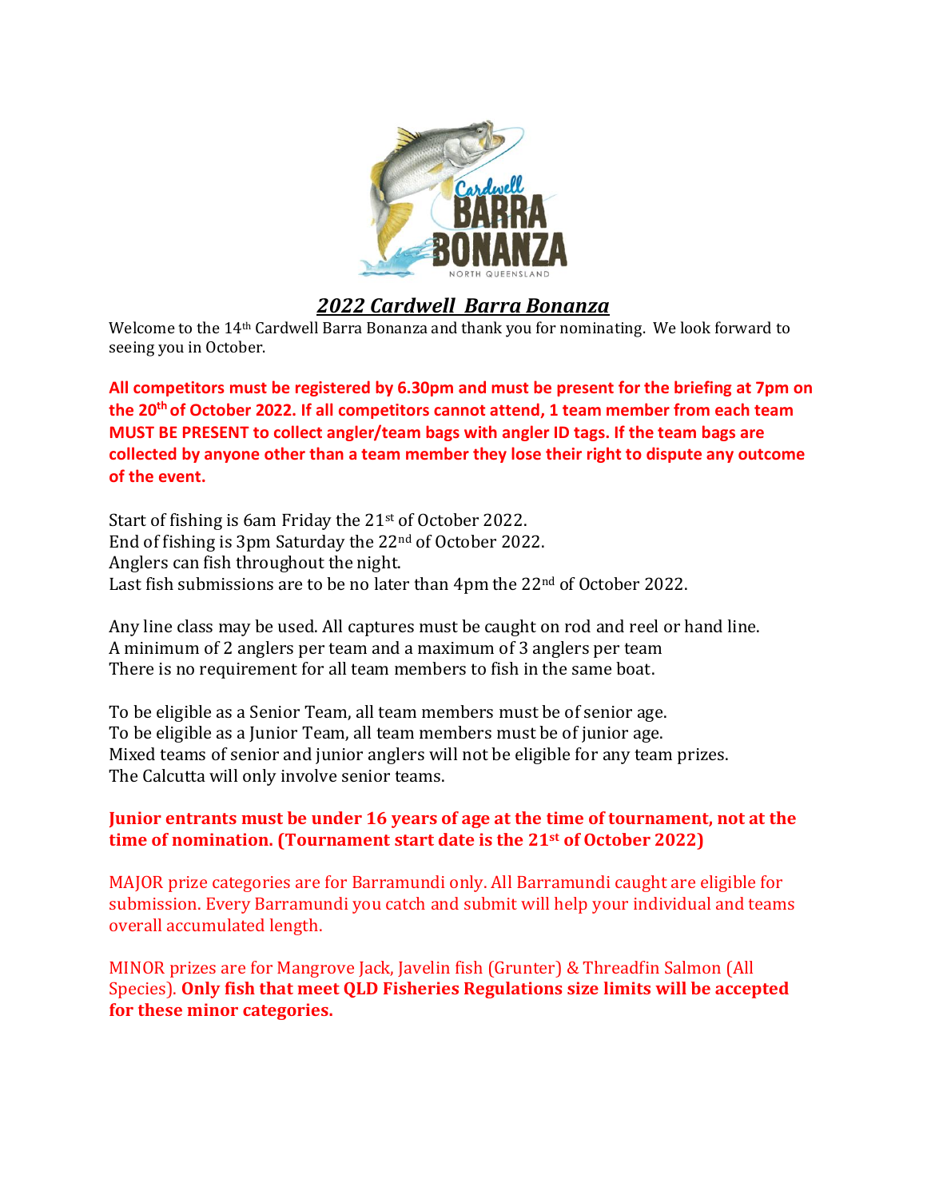## *2022 Cardwell Barra Bonanza*

Welcome to the 14th Cardwell Barra Bonanza and thank you for nominating. We look forward to seeing you in October.

**All competitors must be registered by 6.30pm and must be present for the briefing at 7pm on the 20th of October 2022. If all competitors cannot attend, 1 team member from each team MUST BE PRESENT to collect angler/team bags with angler ID tags. If the team bags are collected by anyone other than a team member they lose their right to dispute any outcome of the event.**

Start of fishing is 6am Friday the 21st of October 2022.
End of fishing is 3pm Saturday the 22nd of October 2022.
Anglers can fish throughout the night.
Last fish submissions are to be no later than 4pm the 22nd of October 2022.

Any line class may be used. All captures must be caught on rod and reel or hand line.
A minimum of 2 anglers per team and a maximum of 3 anglers per team
There is no requirement for all team members to fish in the same boat.

To be eligible as a Senior Team, all team members must be of senior age.
To be eligible as a Junior Team, all team members must be of junior age.
Mixed teams of senior and junior anglers will not be eligible for any team prizes.
The Calcutta will only involve senior teams.

**Junior entrants must be under 16 years of age at the time of tournament, not at the time of nomination. (Tournament start date is the 21st of October 2022)**

MAJOR prize categories are for Barramundi only. All Barramundi caught are eligible for submission. Every Barramundi you catch and submit will help your individual and teams overall accumulated length.

MINOR prizes are for Mangrove Jack, Javelin fish (Grunter) & Threadfin Salmon (All Species). **Only fish that meet QLD Fisheries Regulations size limits will be accepted for these minor categories.**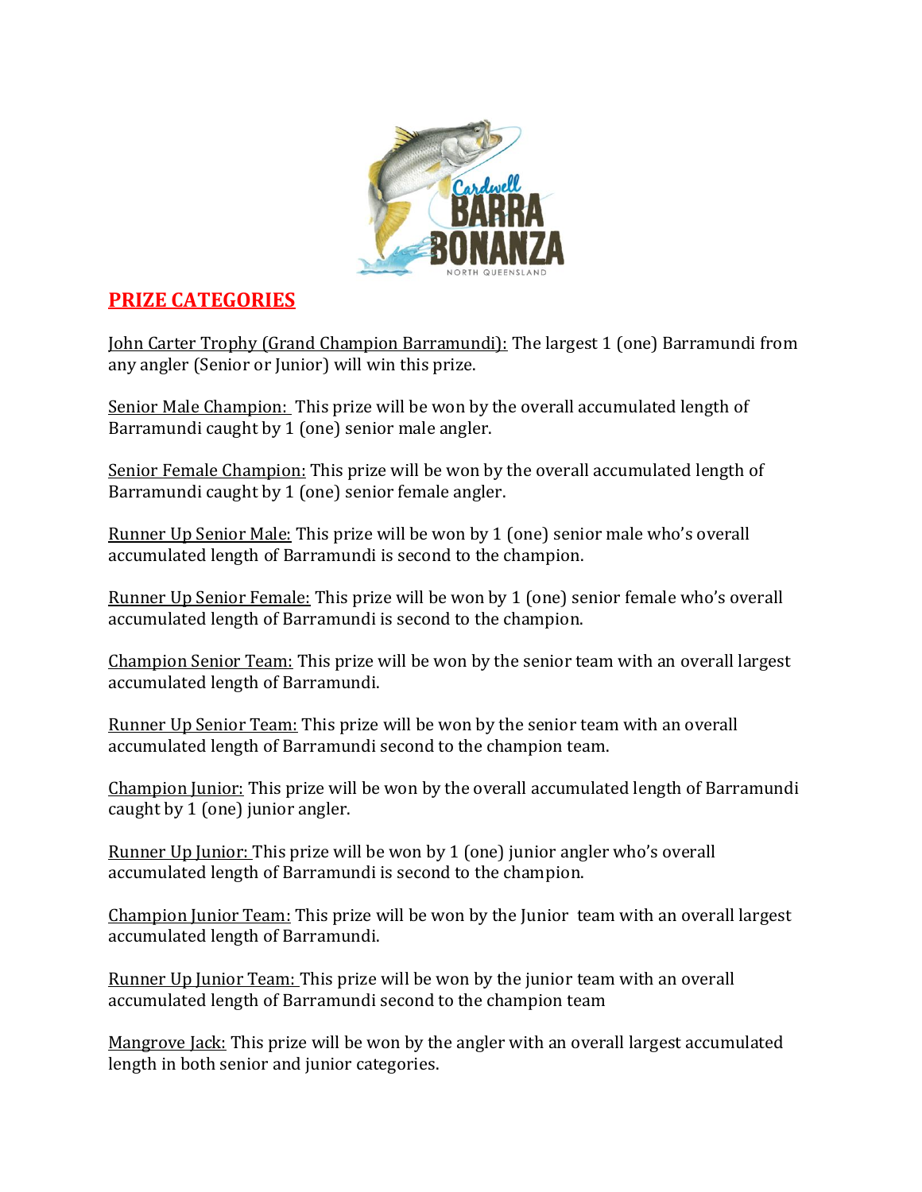## PRIZE CATEGORIES

John Carter Trophy (Grand Champion Barramundi): The largest 1 (one) Barramundi from any angler (Senior or Junior) will win this prize.

Senior Male Champion: This prize will be won by the overall accumulated length of Barramundi caught by 1 (one) senior male angler.

Senior Female Champion: This prize will be won by the overall accumulated length of Barramundi caught by 1 (one) senior female angler.

Runner Up Senior Male: This prize will be won by 1 (one) senior male who's overall accumulated length of Barramundi is second to the champion.

Runner Up Senior Female: This prize will be won by 1 (one) senior female who's overall accumulated length of Barramundi is second to the champion.

Champion Senior Team: This prize will be won by the senior team with an overall largest accumulated length of Barramundi.

Runner Up Senior Team: This prize will be won by the senior team with an overall accumulated length of Barramundi second to the champion team.

Champion Junior: This prize will be won by the overall accumulated length of Barramundi caught by 1 (one) junior angler.

Runner Up Junior: This prize will be won by 1 (one) junior angler who's overall accumulated length of Barramundi is second to the champion.

Champion Junior Team: This prize will be won by the Junior team with an overall largest accumulated length of Barramundi.

Runner Up Junior Team: This prize will be won by the junior team with an overall accumulated length of Barramundi second to the champion team

Mangrove Jack: This prize will be won by the angler with an overall largest accumulated length in both senior and junior categories.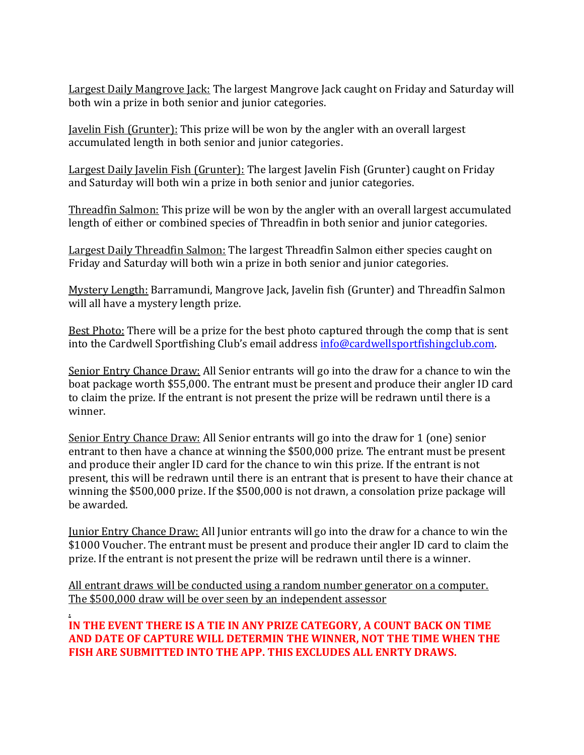<u>Largest Daily Mangrove Jack:</u> The largest Mangrove Jack caught on Friday and Saturday will both win a prize in both senior and junior categories.

<u>Javelin Fish (Grunter):</u> This prize will be won by the angler with an overall largest accumulated length in both senior and junior categories.

<u>Largest Daily Javelin Fish (Grunter):</u> The largest Javelin Fish (Grunter) caught on Friday and Saturday will both win a prize in both senior and junior categories.

<u>Threadfin Salmon:</u> This prize will be won by the angler with an overall largest accumulated length of either or combined species of Threadfin in both senior and junior categories.

<u>Largest Daily Threadfin Salmon:</u> The largest Threadfin Salmon either species caught on Friday and Saturday will both win a prize in both senior and junior categories.

<u>Mystery Length:</u> Barramundi, Mangrove Jack, Javelin fish (Grunter) and Threadfin Salmon will all have a mystery length prize.

<u>Best Photo:</u> There will be a prize for the best photo captured through the comp that is sent into the Cardwell Sportfishing Club's email address [info@cardwellsportfishingclub.com](mailto:info@cardwellsportfishingclub.com).

<u>Senior Entry Chance Draw:</u> All Senior entrants will go into the draw for a chance to win the boat package worth $55,000. The entrant must be present and produce their angler ID card to claim the prize. If the entrant is not present the prize will be redrawn until there is a winner.

<u>Senior Entry Chance Draw:</u> All Senior entrants will go into the draw for 1 (one) senior entrant to then have a chance at winning the $500,000 prize. The entrant must be present and produce their angler ID card for the chance to win this prize. If the entrant is not present, this will be redrawn until there is an entrant that is present to have their chance at winning the $500,000 prize. If the $500,000 is not drawn, a consolation prize package will be awarded.

<u>Junior Entry Chance Draw:</u> All Junior entrants will go into the draw for a chance to win the $1000 Voucher. The entrant must be present and produce their angler ID card to claim the prize. If the entrant is not present the prize will be redrawn until there is a winner.

<u>All entrant draws will be conducted using a random number generator on a computer. The $500,000 draw will be over seen by an independent assessor</u>

<u>.</u>

**IN THE EVENT THERE IS A TIE IN ANY PRIZE CATEGORY, A COUNT BACK ON TIME AND DATE OF CAPTURE WILL DETERMIN THE WINNER, NOT THE TIME WHEN THE FISH ARE SUBMITTED INTO THE APP. THIS EXCLUDES ALL ENRTY DRAWS.**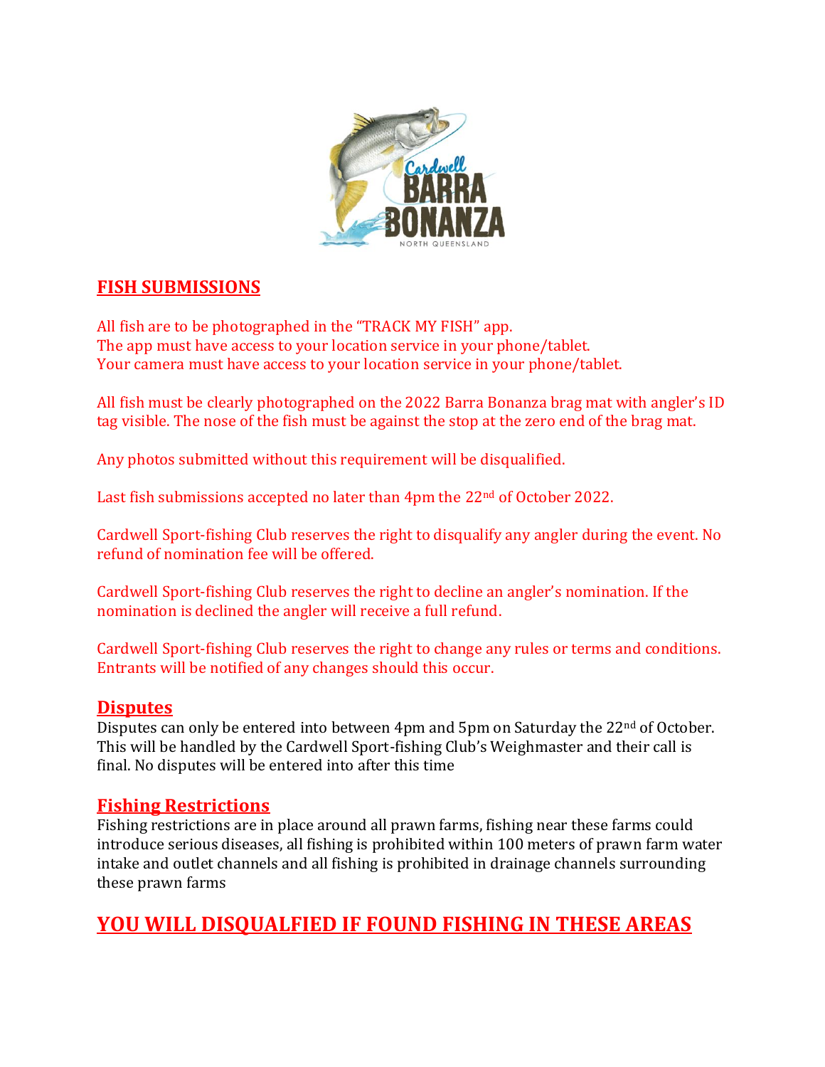## FISH SUBMISSIONS

All fish are to be photographed in the "TRACK MY FISH" app.
The app must have access to your location service in your phone/tablet.
Your camera must have access to your location service in your phone/tablet.

All fish must be clearly photographed on the 2022 Barra Bonanza brag mat with angler's ID tag visible. The nose of the fish must be against the stop at the zero end of the brag mat.

Any photos submitted without this requirement will be disqualified.

Last fish submissions accepted no later than 4pm the 22nd of October 2022.

Cardwell Sport-fishing Club reserves the right to disqualify any angler during the event. No refund of nomination fee will be offered.

Cardwell Sport-fishing Club reserves the right to decline an angler's nomination. If the nomination is declined the angler will receive a full refund.

Cardwell Sport-fishing Club reserves the right to change any rules or terms and conditions. Entrants will be notified of any changes should this occur.

## Disputes

Disputes can only be entered into between 4pm and 5pm on Saturday the 22nd of October. This will be handled by the Cardwell Sport-fishing Club's Weighmaster and their call is final. No disputes will be entered into after this time

## Fishing Restrictions

Fishing restrictions are in place around all prawn farms, fishing near these farms could introduce serious diseases, all fishing is prohibited within 100 meters of prawn farm water intake and outlet channels and all fishing is prohibited in drainage channels surrounding these prawn farms

## YOU WILL DISQUALFIED IF FOUND FISHING IN THESE AREAS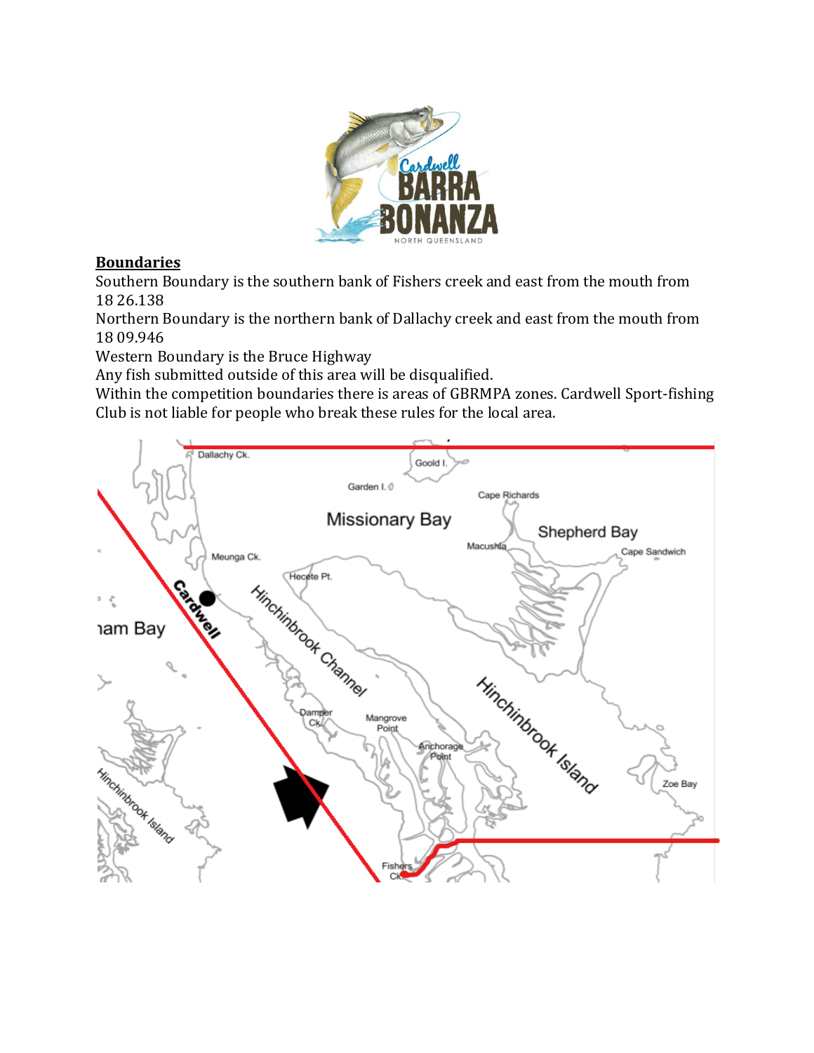## Boundaries

Southern Boundary is the southern bank of Fishers creek and east from the mouth from 18 26.138

Northern Boundary is the northern bank of Dallachy creek and east from the mouth from 18 09.946

Western Boundary is the Bruce Highway

Any fish submitted outside of this area will be disqualified.

Within the competition boundaries there is areas of GBRMPA zones. Cardwell Sport-fishing Club is not liable for people who break these rules for the local area.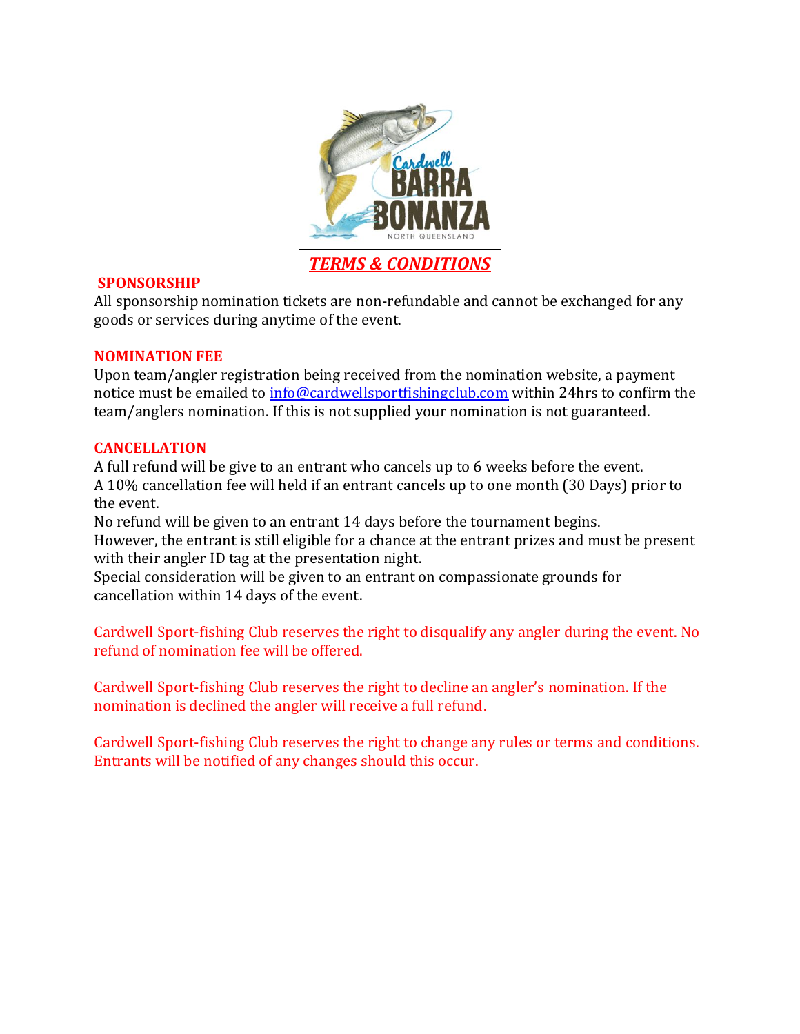# *TERMS & CONDITIONS*

## SPONSORSHIP

All sponsorship nomination tickets are non-refundable and cannot be exchanged for any goods or services during anytime of the event.

## NOMINATION FEE

Upon team/angler registration being received from the nomination website, a payment notice must be emailed to info@cardwellsportfishingclub.com within 24hrs to confirm the team/anglers nomination. If this is not supplied your nomination is not guaranteed.

## CANCELLATION

A full refund will be give to an entrant who cancels up to 6 weeks before the event.
A 10% cancellation fee will held if an entrant cancels up to one month (30 Days) prior to the event.
No refund will be given to an entrant 14 days before the tournament begins.
However, the entrant is still eligible for a chance at the entrant prizes and must be present with their angler ID tag at the presentation night.
Special consideration will be given to an entrant on compassionate grounds for cancellation within 14 days of the event.

Cardwell Sport-fishing Club reserves the right to disqualify any angler during the event. No refund of nomination fee will be offered.

Cardwell Sport-fishing Club reserves the right to decline an angler's nomination. If the nomination is declined the angler will receive a full refund.

Cardwell Sport-fishing Club reserves the right to change any rules or terms and conditions. Entrants will be notified of any changes should this occur.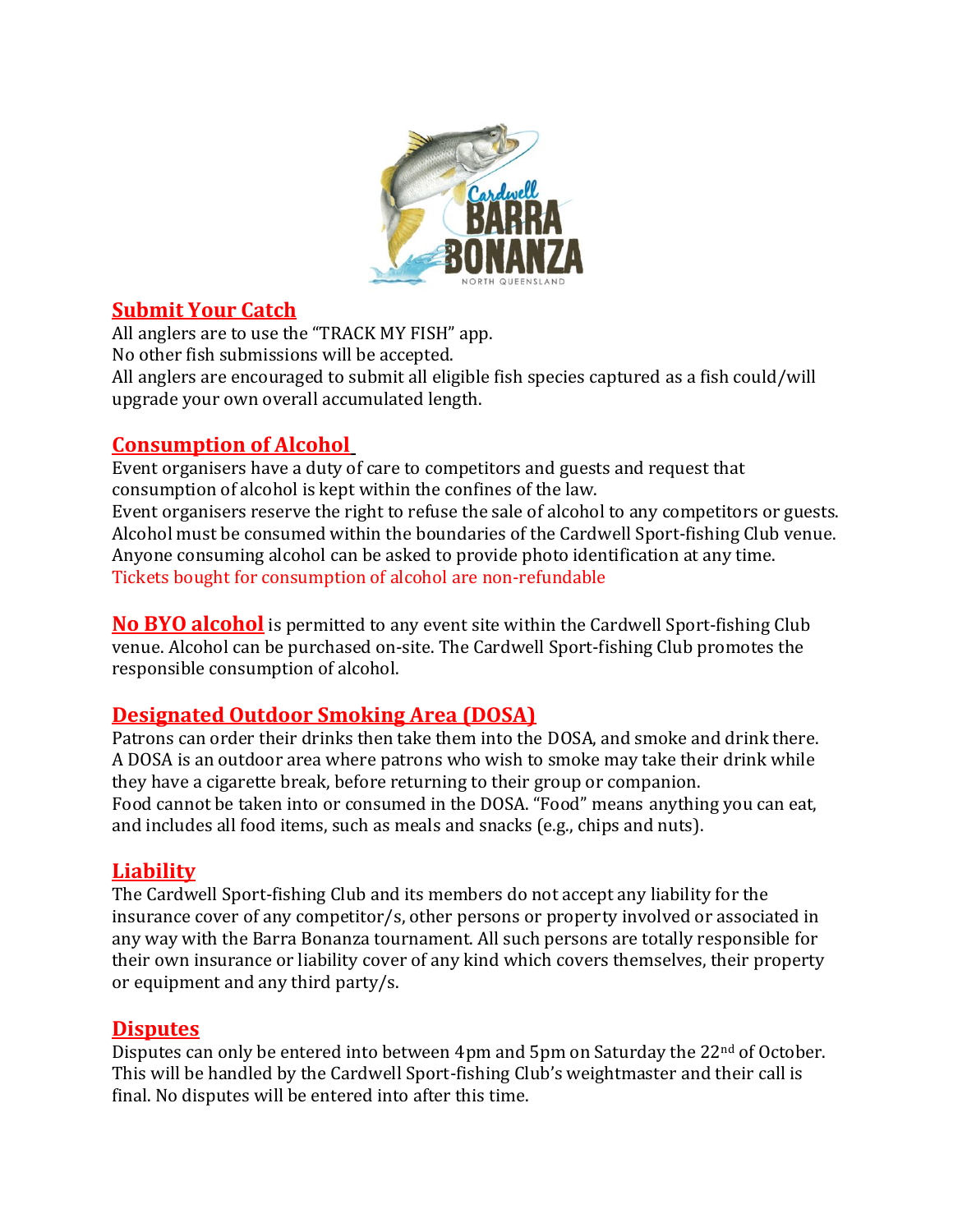## Submit Your Catch

All anglers are to use the "TRACK MY FISH" app.
No other fish submissions will be accepted.
All anglers are encouraged to submit all eligible fish species captured as a fish could/will upgrade your own overall accumulated length.

## Consumption of Alcohol

Event organisers have a duty of care to competitors and guests and request that consumption of alcohol is kept within the confines of the law.
Event organisers reserve the right to refuse the sale of alcohol to any competitors or guests.
Alcohol must be consumed within the boundaries of the Cardwell Sport-fishing Club venue.
Anyone consuming alcohol can be asked to provide photo identification at any time.
Tickets bought for consumption of alcohol are non-refundable

**No BYO alcohol** is permitted to any event site within the Cardwell Sport-fishing Club venue. Alcohol can be purchased on-site. The Cardwell Sport-fishing Club promotes the responsible consumption of alcohol.

## Designated Outdoor Smoking Area (DOSA)

Patrons can order their drinks then take them into the DOSA, and smoke and drink there.
A DOSA is an outdoor area where patrons who wish to smoke may take their drink while they have a cigarette break, before returning to their group or companion.
Food cannot be taken into or consumed in the DOSA. "Food" means anything you can eat, and includes all food items, such as meals and snacks (e.g., chips and nuts).

## Liability

The Cardwell Sport-fishing Club and its members do not accept any liability for the insurance cover of any competitor/s, other persons or property involved or associated in any way with the Barra Bonanza tournament. All such persons are totally responsible for their own insurance or liability cover of any kind which covers themselves, their property or equipment and any third party/s.

## Disputes

Disputes can only be entered into between 4pm and 5pm on Saturday the 22nd of October. This will be handled by the Cardwell Sport-fishing Club's weightmaster and their call is final. No disputes will be entered into after this time.